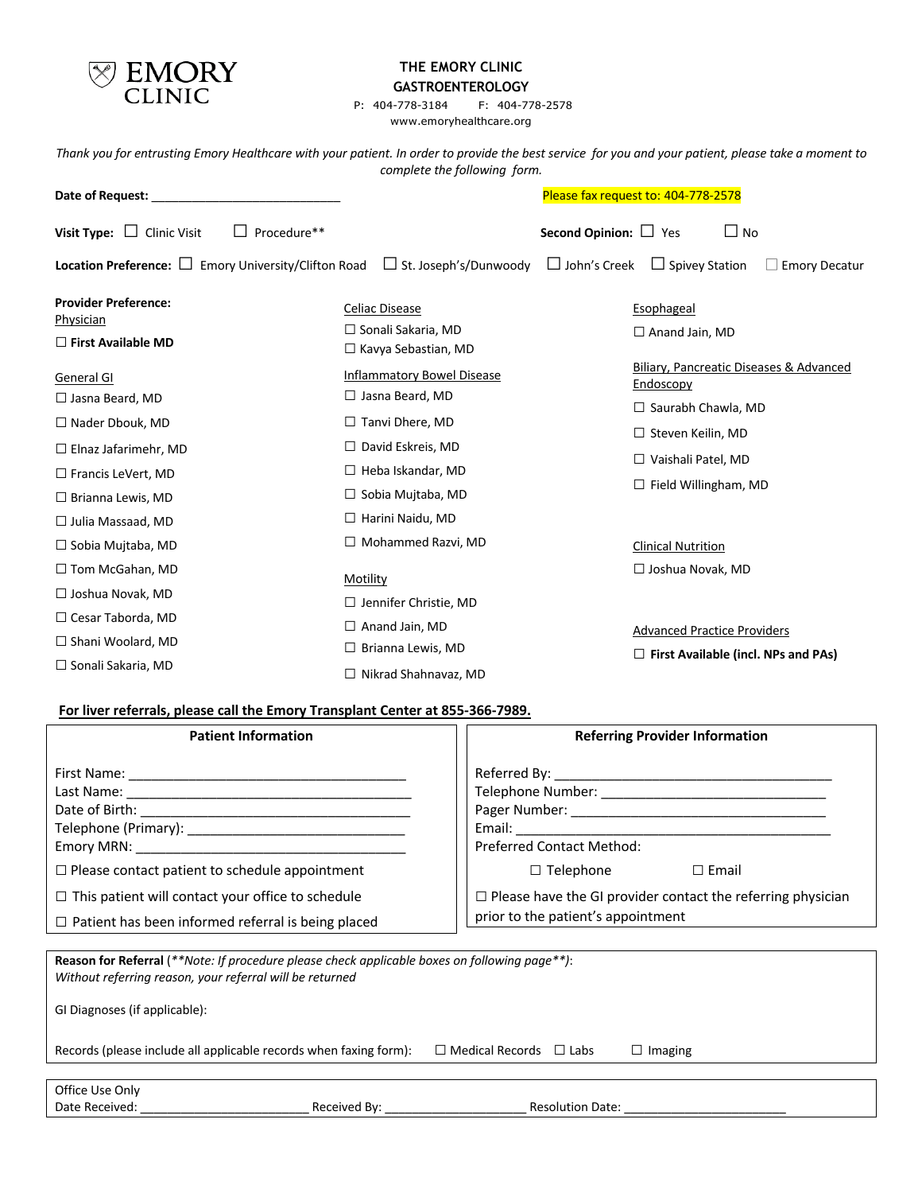# THE EMORY CLINIC

## GASTROENTEROLOGY

P: 404-778-3184  F: 404-778-2578

www.emoryhealthcare.org

*Thank you for entrusting Emory Healthcare with your patient. In order to provide the best service for you and your patient, please take a moment to complete the following form.*

**Date of Request:** ___________________________ Please fax request to: 404-778-2578

**Visit Type:** ☐ Clinic Visit ☐ Procedure** **Second Opinion:** ☐ Yes ☐ No

**Location Preference:** ☐ Emory University/Clifton Road ☐ St. Joseph's/Dunwoody ☐ John's Creek ☐ Spivey Station ☐ Emory Decatur

**Provider Preference:**

Physician

☐ **First Available MD**

General GI

☐ Jasna Beard, MD
☐ Nader Dbouk, MD
☐ Elnaz Jafarimehr, MD
☐ Francis LeVert, MD
☐ Brianna Lewis, MD
☐ Julia Massaad, MD
☐ Sobia Mujtaba, MD
☐ Tom McGahan, MD
☐ Joshua Novak, MD
☐ Cesar Taborda, MD
☐ Shani Woolard, MD
☐ Sonali Sakaria, MD

Celiac Disease

☐ Sonali Sakaria, MD
☐ Kavya Sebastian, MD

Inflammatory Bowel Disease

☐ Jasna Beard, MD
☐ Tanvi Dhere, MD
☐ David Eskreis, MD
☐ Heba Iskandar, MD
☐ Sobia Mujtaba, MD
☐ Harini Naidu, MD
☐ Mohammed Razvi, MD

Motility

☐ Jennifer Christie, MD
☐ Anand Jain, MD
☐ Brianna Lewis, MD
☐ Nikrad Shahnavaz, MD

Esophageal

☐ Anand Jain, MD

Biliary, Pancreatic Diseases & Advanced Endoscopy

☐ Saurabh Chawla, MD
☐ Steven Keilin, MD
☐ Vaishali Patel, MD
☐ Field Willingham, MD

Clinical Nutrition

☐ Joshua Novak, MD

Advanced Practice Providers

☐ **First Available (incl. NPs and PAs)**

**For liver referrals, please call the Emory Transplant Center at 855-366-7989.**

| **Patient Information** | **Referring Provider Information** |
|---|---|
| First Name: ___________________________________<br>Last Name: ___________________________________<br>Date of Birth: _________________________________<br>Telephone (Primary): ___________________________<br>Emory MRN: __________________________________ | Referred By: __________________________________<br>Telephone Number: _____________________________<br>Pager Number: ________________________________<br>Email: _______________________________________<br>Preferred Contact Method: |
| ☐ Please contact patient to schedule appointment<br>☐ This patient will contact your office to schedule<br>☐ Patient has been informed referral is being placed | ☐ Telephone ☐ Email<br>☐ Please have the GI provider contact the referring physician prior to the patient's appointment |

**Reason for Referral** (*\*\*Note: If procedure please check applicable boxes on following page\*\**):
*Without referring reason, your referral will be returned*

GI Diagnoses (if applicable):

Records (please include all applicable records when faxing form): ☐ Medical Records ☐ Labs ☐ Imaging

Office Use Only
Date Received: ________________________ Received By: ____________________ Resolution Date: ______________________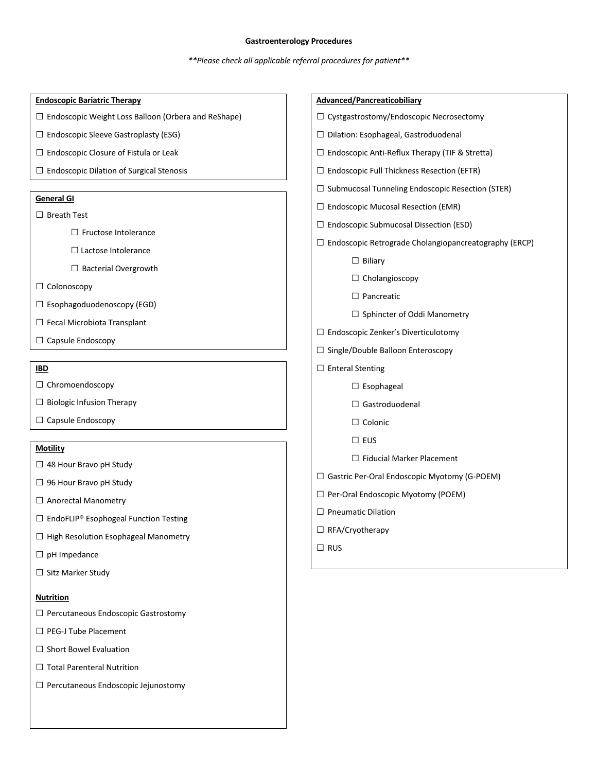**Gastroenterology Procedures**

***Please check all applicable referral procedures for patient***

**Endoscopic Bariatric Therapy**

☐ Endoscopic Weight Loss Balloon (Orbera and ReShape)

☐ Endoscopic Sleeve Gastroplasty (ESG)

☐ Endoscopic Closure of Fistula or Leak

☐ Endoscopic Dilation of Surgical Stenosis

**General GI**

☐ Breath Test

- ☐ Fructose Intolerance
- ☐ Lactose Intolerance
- ☐ Bacterial Overgrowth

☐ Colonoscopy

☐ Esophagoduodenoscopy (EGD)

☐ Fecal Microbiota Transplant

☐ Capsule Endoscopy

**IBD**

☐ Chromoendoscopy

☐ Biologic Infusion Therapy

☐ Capsule Endoscopy

**Motility**

☐ 48 Hour Bravo pH Study

☐ 96 Hour Bravo pH Study

☐ Anorectal Manometry

☐ EndoFLIP® Esophogeal Function Testing

☐ High Resolution Esophageal Manometry

☐ pH Impedance

☐ Sitz Marker Study

**Nutrition**

☐ Percutaneous Endoscopic Gastrostomy

☐ PEG-J Tube Placement

☐ Short Bowel Evaluation

☐ Total Parenteral Nutrition

☐ Percutaneous Endoscopic Jejunostomy

**Advanced/Pancreaticobiliary**

☐ Cystgastrostomy/Endoscopic Necrosectomy

☐ Dilation: Esophageal, Gastroduodenal

☐ Endoscopic Anti-Reflux Therapy (TIF & Stretta)

☐ Endoscopic Full Thickness Resection (EFTR)

☐ Submucosal Tunneling Endoscopic Resection (STER)

☐ Endoscopic Mucosal Resection (EMR)

☐ Endoscopic Submucosal Dissection (ESD)

☐ Endoscopic Retrograde Cholangiopancreatography (ERCP)

- ☐ Biliary
- ☐ Cholangioscopy
- ☐ Pancreatic
- ☐ Sphincter of Oddi Manometry

☐ Endoscopic Zenker's Diverticulotomy

☐ Single/Double Balloon Enteroscopy

☐ Enteral Stenting

- ☐ Esophageal
- ☐ Gastroduodenal
- ☐ Colonic
- ☐ EUS
- ☐ Fiducial Marker Placement

☐ Gastric Per-Oral Endoscopic Myotomy (G-POEM)

☐ Per-Oral Endoscopic Myotomy (POEM)

☐ Pneumatic Dilation

☐ RFA/Cryotherapy

☐ RUS